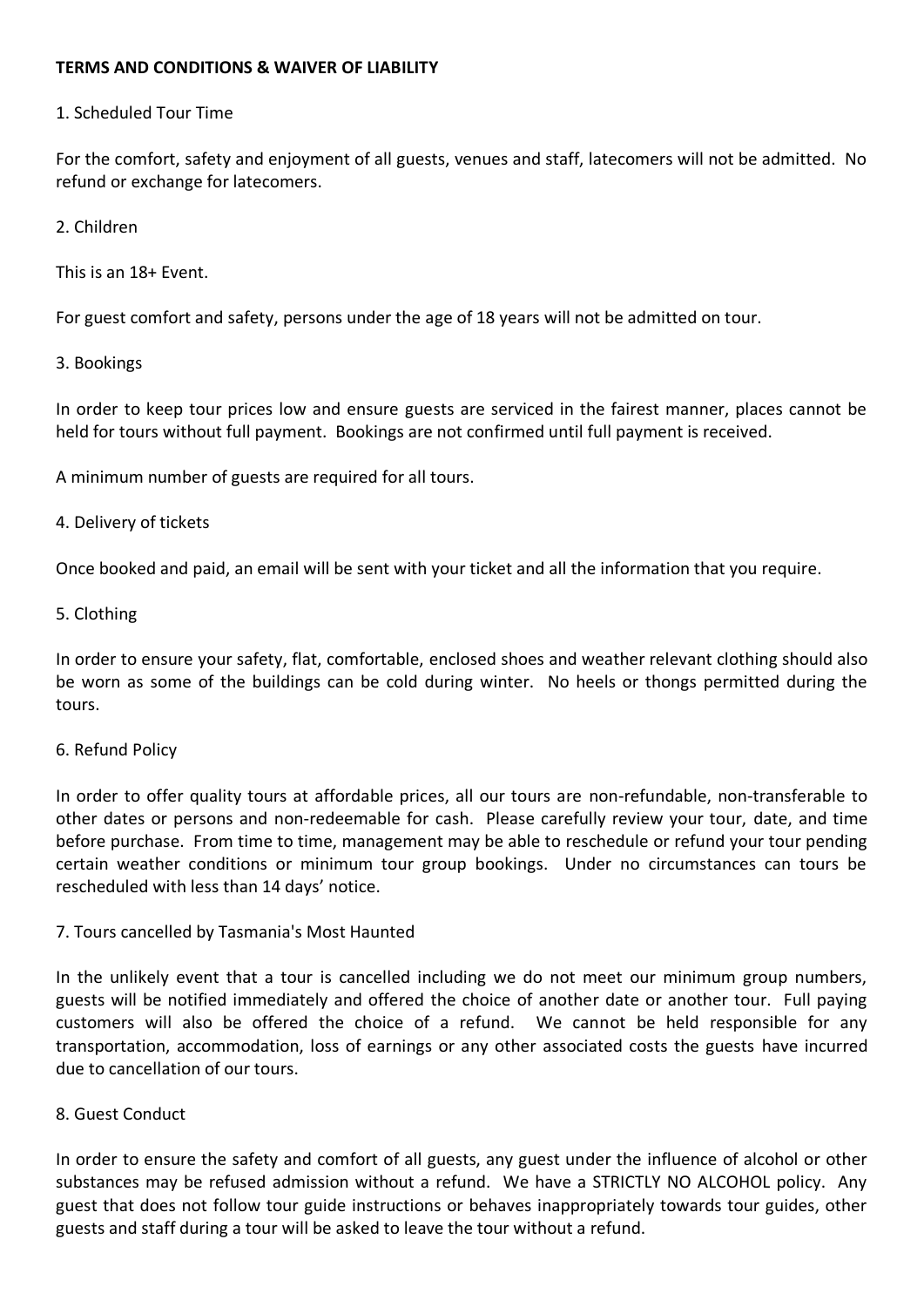**TERMS AND CONDITIONS & WAIVER OF LIABILITY**

1. Scheduled Tour Time

For the comfort, safety and enjoyment of all guests, venues and staff, latecomers will not be admitted. No refund or exchange for latecomers.

2. Children

This is an 18+ Event.

For guest comfort and safety, persons under the age of 18 years will not be admitted on tour.

3. Bookings

In order to keep tour prices low and ensure guests are serviced in the fairest manner, places cannot be held for tours without full payment. Bookings are not confirmed until full payment is received.

A minimum number of guests are required for all tours.

4. Delivery of tickets

Once booked and paid, an email will be sent with your ticket and all the information that you require.

5. Clothing

In order to ensure your safety, flat, comfortable, enclosed shoes and weather relevant clothing should also be worn as some of the buildings can be cold during winter. No heels or thongs permitted during the tours.

6. Refund Policy

In order to offer quality tours at affordable prices, all our tours are non-refundable, non-transferable to other dates or persons and non-redeemable for cash. Please carefully review your tour, date, and time before purchase. From time to time, management may be able to reschedule or refund your tour pending certain weather conditions or minimum tour group bookings. Under no circumstances can tours be rescheduled with less than 14 days' notice.

7. Tours cancelled by Tasmania's Most Haunted

In the unlikely event that a tour is cancelled including we do not meet our minimum group numbers, guests will be notified immediately and offered the choice of another date or another tour. Full paying customers will also be offered the choice of a refund. We cannot be held responsible for any transportation, accommodation, loss of earnings or any other associated costs the guests have incurred due to cancellation of our tours.

8. Guest Conduct

In order to ensure the safety and comfort of all guests, any guest under the influence of alcohol or other substances may be refused admission without a refund. We have a STRICTLY NO ALCOHOL policy. Any guest that does not follow tour guide instructions or behaves inappropriately towards tour guides, other guests and staff during a tour will be asked to leave the tour without a refund.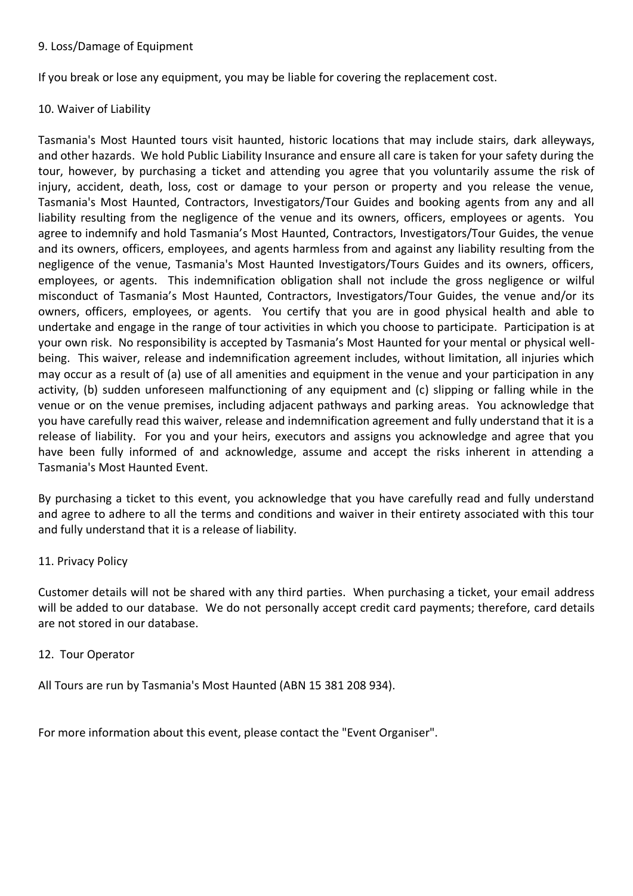9. Loss/Damage of Equipment

If you break or lose any equipment, you may be liable for covering the replacement cost.

10. Waiver of Liability

Tasmania's Most Haunted tours visit haunted, historic locations that may include stairs, dark alleyways, and other hazards. We hold Public Liability Insurance and ensure all care is taken for your safety during the tour, however, by purchasing a ticket and attending you agree that you voluntarily assume the risk of injury, accident, death, loss, cost or damage to your person or property and you release the venue, Tasmania's Most Haunted, Contractors, Investigators/Tour Guides and booking agents from any and all liability resulting from the negligence of the venue and its owners, officers, employees or agents. You agree to indemnify and hold Tasmania's Most Haunted, Contractors, Investigators/Tour Guides, the venue and its owners, officers, employees, and agents harmless from and against any liability resulting from the negligence of the venue, Tasmania's Most Haunted Investigators/Tours Guides and its owners, officers, employees, or agents. This indemnification obligation shall not include the gross negligence or wilful misconduct of Tasmania's Most Haunted, Contractors, Investigators/Tour Guides, the venue and/or its owners, officers, employees, or agents. You certify that you are in good physical health and able to undertake and engage in the range of tour activities in which you choose to participate. Participation is at your own risk. No responsibility is accepted by Tasmania's Most Haunted for your mental or physical well-being. This waiver, release and indemnification agreement includes, without limitation, all injuries which may occur as a result of (a) use of all amenities and equipment in the venue and your participation in any activity, (b) sudden unforeseen malfunctioning of any equipment and (c) slipping or falling while in the venue or on the venue premises, including adjacent pathways and parking areas. You acknowledge that you have carefully read this waiver, release and indemnification agreement and fully understand that it is a release of liability. For you and your heirs, executors and assigns you acknowledge and agree that you have been fully informed of and acknowledge, assume and accept the risks inherent in attending a Tasmania's Most Haunted Event.

By purchasing a ticket to this event, you acknowledge that you have carefully read and fully understand and agree to adhere to all the terms and conditions and waiver in their entirety associated with this tour and fully understand that it is a release of liability.

11. Privacy Policy

Customer details will not be shared with any third parties. When purchasing a ticket, your email address will be added to our database. We do not personally accept credit card payments; therefore, card details are not stored in our database.

12. Tour Operator

All Tours are run by Tasmania's Most Haunted (ABN 15 381 208 934).

For more information about this event, please contact the "Event Organiser".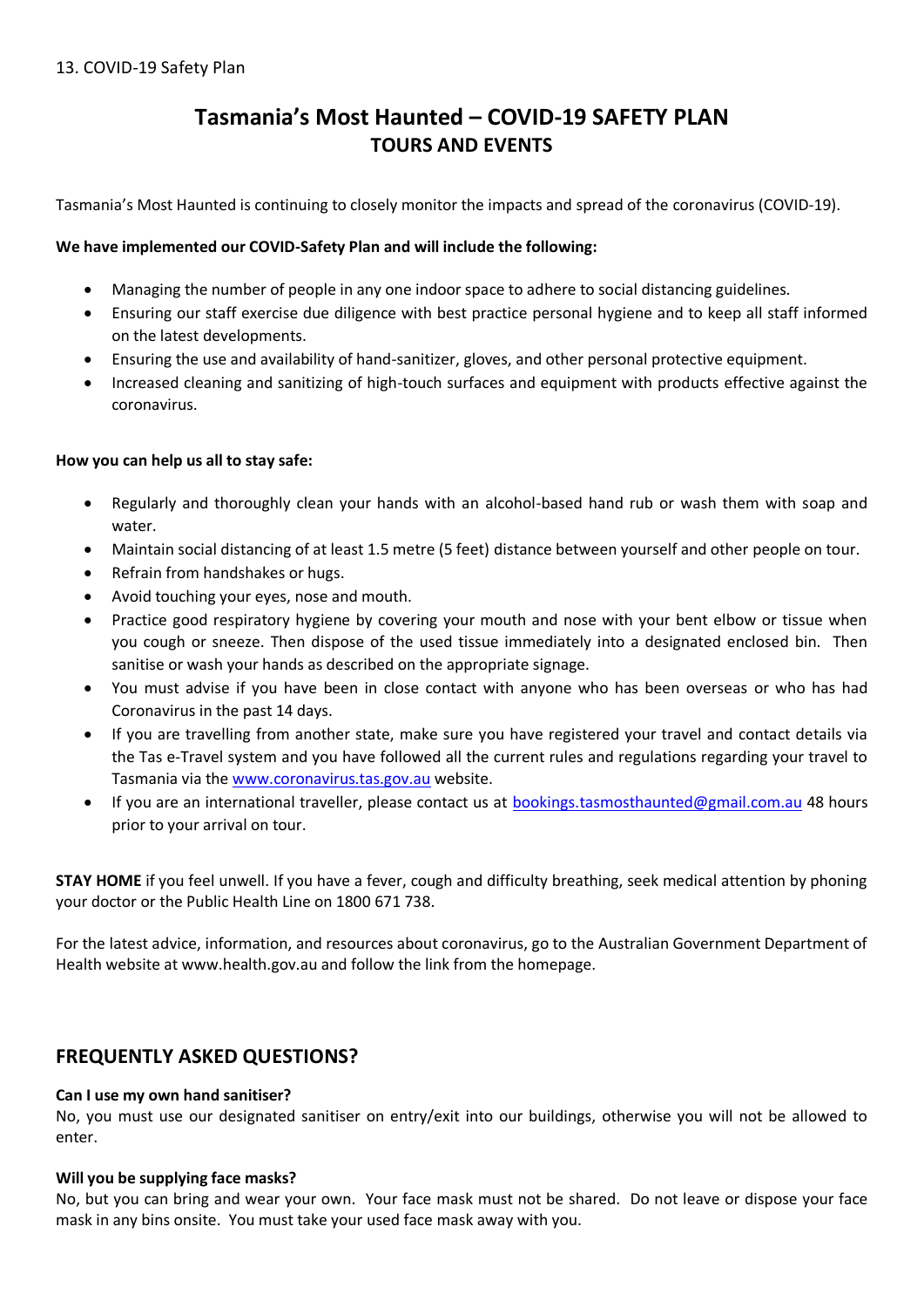13. COVID-19 Safety Plan

# Tasmania's Most Haunted – COVID-19 SAFETY PLAN
## TOURS AND EVENTS

Tasmania's Most Haunted is continuing to closely monitor the impacts and spread of the coronavirus (COVID-19).

**We have implemented our COVID-Safety Plan and will include the following:**

- Managing the number of people in any one indoor space to adhere to social distancing guidelines.
- Ensuring our staff exercise due diligence with best practice personal hygiene and to keep all staff informed on the latest developments.
- Ensuring the use and availability of hand-sanitizer, gloves, and other personal protective equipment.
- Increased cleaning and sanitizing of high-touch surfaces and equipment with products effective against the coronavirus.

**How you can help us all to stay safe:**

- Regularly and thoroughly clean your hands with an alcohol-based hand rub or wash them with soap and water.
- Maintain social distancing of at least 1.5 metre (5 feet) distance between yourself and other people on tour.
- Refrain from handshakes or hugs.
- Avoid touching your eyes, nose and mouth.
- Practice good respiratory hygiene by covering your mouth and nose with your bent elbow or tissue when you cough or sneeze. Then dispose of the used tissue immediately into a designated enclosed bin. Then sanitise or wash your hands as described on the appropriate signage.
- You must advise if you have been in close contact with anyone who has been overseas or who has had Coronavirus in the past 14 days.
- If you are travelling from another state, make sure you have registered your travel and contact details via the Tas e-Travel system and you have followed all the current rules and regulations regarding your travel to Tasmania via the www.coronavirus.tas.gov.au website.
- If you are an international traveller, please contact us at bookings.tasmosthaunted@gmail.com.au 48 hours prior to your arrival on tour.

**STAY HOME** if you feel unwell. If you have a fever, cough and difficulty breathing, seek medical attention by phoning your doctor or the Public Health Line on 1800 671 738.

For the latest advice, information, and resources about coronavirus, go to the Australian Government Department of Health website at www.health.gov.au and follow the link from the homepage.

## FREQUENTLY ASKED QUESTIONS?

**Can I use my own hand sanitiser?**
No, you must use our designated sanitiser on entry/exit into our buildings, otherwise you will not be allowed to enter.

**Will you be supplying face masks?**
No, but you can bring and wear your own. Your face mask must not be shared. Do not leave or dispose your face mask in any bins onsite. You must take your used face mask away with you.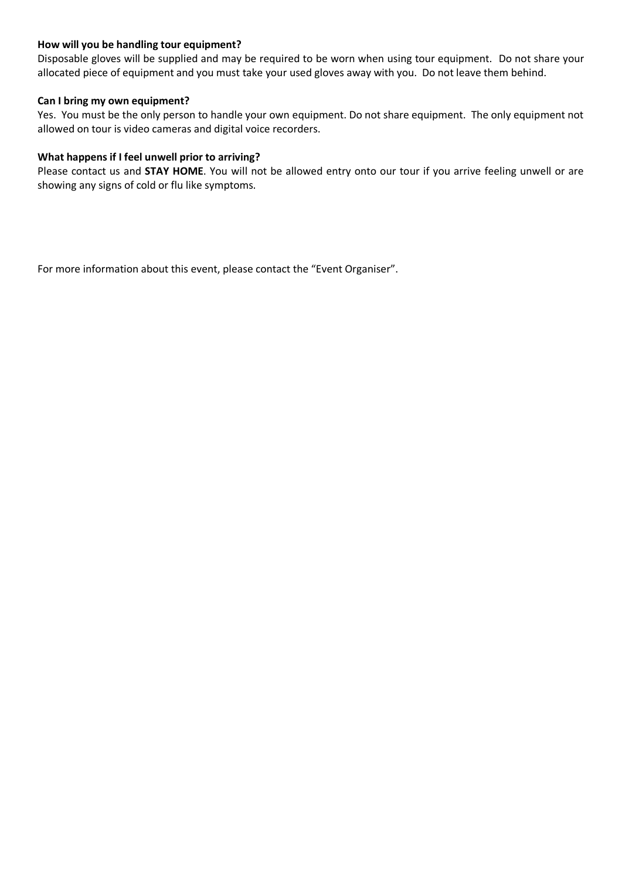**How will you be handling tour equipment?**

Disposable gloves will be supplied and may be required to be worn when using tour equipment. Do not share your allocated piece of equipment and you must take your used gloves away with you. Do not leave them behind.

**Can I bring my own equipment?**

Yes. You must be the only person to handle your own equipment. Do not share equipment. The only equipment not allowed on tour is video cameras and digital voice recorders.

**What happens if I feel unwell prior to arriving?**

Please contact us and **STAY HOME**. You will not be allowed entry onto our tour if you arrive feeling unwell or are showing any signs of cold or flu like symptoms.

For more information about this event, please contact the "Event Organiser".